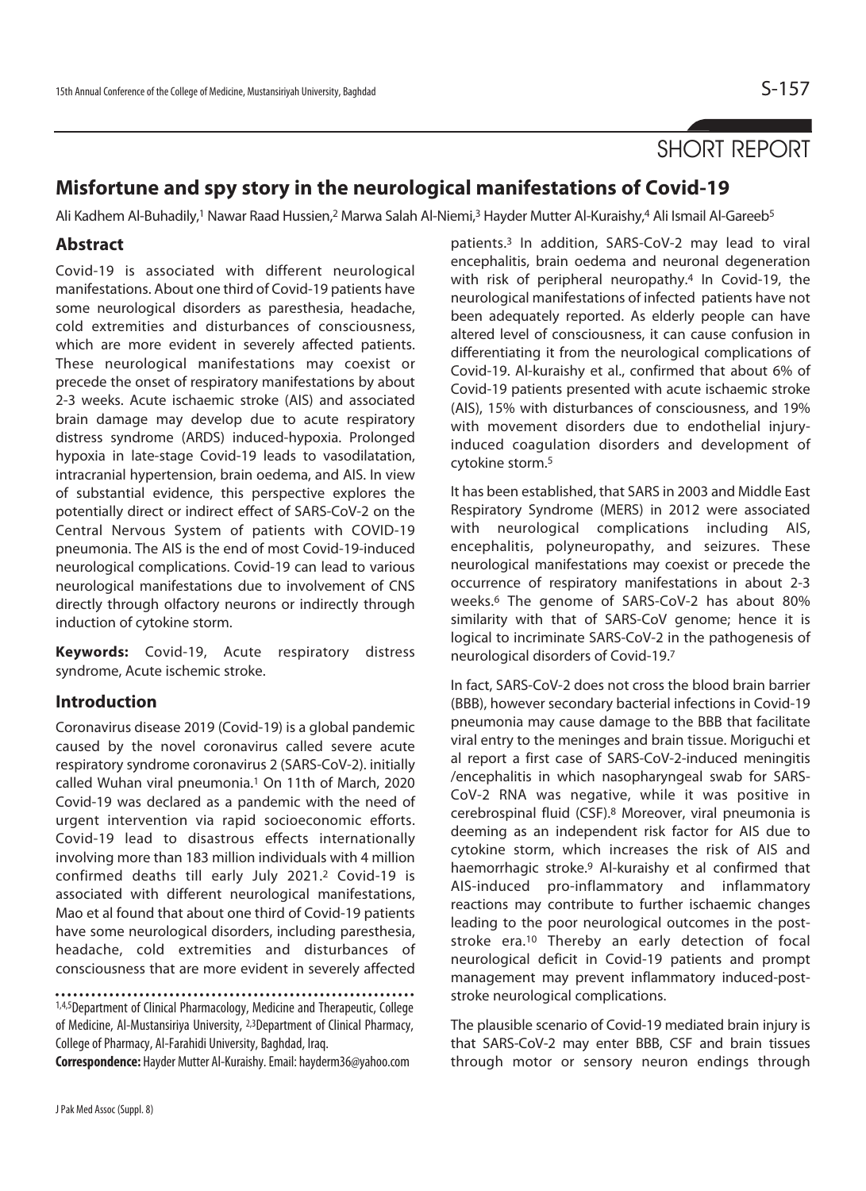SHORT REPORT

# Misfortune and spy story in the neurological manifestations of Covid-19

Ali Kadhem Al-Buhadily,[1] Nawar Raad Hussien,[2] Marwa Salah Al-Niemi,[3] Hayder Mutter Al-Kuraishy,[4] Ali Ismail Al-Gareeb[5]

## Abstract

Covid-19 is associated with different neurological manifestations. About one third of Covid-19 patients have some neurological disorders as paresthesia, headache, cold extremities and disturbances of consciousness, which are more evident in severely affected patients. These neurological manifestations may coexist or precede the onset of respiratory manifestations by about 2-3 weeks. Acute ischaemic stroke (AIS) and associated brain damage may develop due to acute respiratory distress syndrome (ARDS) induced-hypoxia. Prolonged hypoxia in late-stage Covid-19 leads to vasodilatation, intracranial hypertension, brain oedema, and AIS. In view of substantial evidence, this perspective explores the potentially direct or indirect effect of SARS-CoV-2 on the Central Nervous System of patients with COVID-19 pneumonia. The AIS is the end of most Covid-19-induced neurological complications. Covid-19 can lead to various neurological manifestations due to involvement of CNS directly through olfactory neurons or indirectly through induction of cytokine storm.

**Keywords:** Covid-19, Acute respiratory distress syndrome, Acute ischemic stroke.

## Introduction

Coronavirus disease 2019 (Covid-19) is a global pandemic caused by the novel coronavirus called severe acute respiratory syndrome coronavirus 2 (SARS-CoV-2). initially called Wuhan viral pneumonia.[1] On 11th of March, 2020 Covid-19 was declared as a pandemic with the need of urgent intervention via rapid socioeconomic efforts. Covid-19 lead to disastrous effects internationally involving more than 183 million individuals with 4 million confirmed deaths till early July 2021.[2] Covid-19 is associated with different neurological manifestations, Mao et al found that about one third of Covid-19 patients have some neurological disorders, including paresthesia, headache, cold extremities and disturbances of consciousness that are more evident in severely affected patients.[3] In addition, SARS-CoV-2 may lead to viral encephalitis, brain oedema and neuronal degeneration with risk of peripheral neuropathy.[4] In Covid-19, the neurological manifestations of infected patients have not been adequately reported. As elderly people can have altered level of consciousness, it can cause confusion in differentiating it from the neurological complications of Covid-19. Al-kuraishy et al., confirmed that about 6% of Covid-19 patients presented with acute ischaemic stroke (AIS), 15% with disturbances of consciousness, and 19% with movement disorders due to endothelial injury-induced coagulation disorders and development of cytokine storm.[5]

It has been established, that SARS in 2003 and Middle East Respiratory Syndrome (MERS) in 2012 were associated with neurological complications including AIS, encephalitis, polyneuropathy, and seizures. These neurological manifestations may coexist or precede the occurrence of respiratory manifestations in about 2-3 weeks.[6] The genome of SARS-CoV-2 has about 80% similarity with that of SARS-CoV genome; hence it is logical to incriminate SARS-CoV-2 in the pathogenesis of neurological disorders of Covid-19.[7]

In fact, SARS-CoV-2 does not cross the blood brain barrier (BBB), however secondary bacterial infections in Covid-19 pneumonia may cause damage to the BBB that facilitate viral entry to the meninges and brain tissue. Moriguchi et al report a first case of SARS-CoV-2-induced meningitis /encephalitis in which nasopharyngeal swab for SARS-CoV-2 RNA was negative, while it was positive in cerebrospinal fluid (CSF).[8] Moreover, viral pneumonia is deeming as an independent risk factor for AIS due to cytokine storm, which increases the risk of AIS and haemorrhagic stroke.[9] Al-kuraishy et al confirmed that AIS-induced pro-inflammatory and inflammatory reactions may contribute to further ischaemic changes leading to the poor neurological outcomes in the post-stroke era.[10] Thereby an early detection of focal neurological deficit in Covid-19 patients and prompt management may prevent inflammatory induced-post-stroke neurological complications.

The plausible scenario of Covid-19 mediated brain injury is that SARS-CoV-2 may enter BBB, CSF and brain tissues through motor or sensory neuron endings through

[1,4,5]Department of Clinical Pharmacology, Medicine and Therapeutic, College of Medicine, Al-Mustansiriya University, [2,3]Department of Clinical Pharmacy, College of Pharmacy, Al-Farahidi University, Baghdad, Iraq.

**Correspondence:** Hayder Mutter Al-Kuraishy. Email: hayderm36@yahoo.com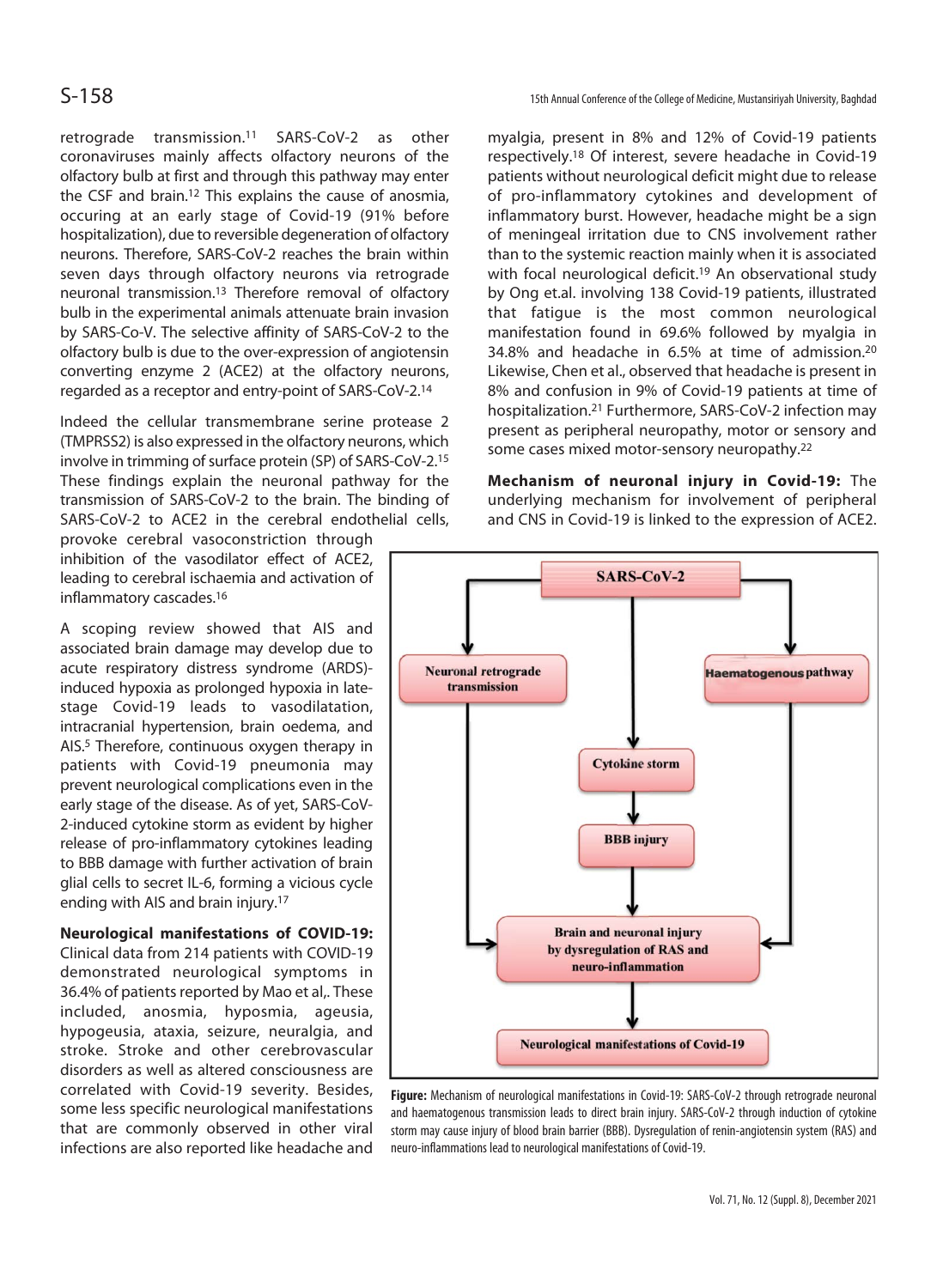retrograde transmission.[11] SARS-CoV-2 as other coronaviruses mainly affects olfactory neurons of the olfactory bulb at first and through this pathway may enter the CSF and brain.[12] This explains the cause of anosmia, occuring at an early stage of Covid-19 (91% before hospitalization), due to reversible degeneration of olfactory neurons. Therefore, SARS-CoV-2 reaches the brain within seven days through olfactory neurons via retrograde neuronal transmission.[13] Therefore removal of olfactory bulb in the experimental animals attenuate brain invasion by SARS-Co-V. The selective affinity of SARS-CoV-2 to the olfactory bulb is due to the over-expression of angiotensin converting enzyme 2 (ACE2) at the olfactory neurons, regarded as a receptor and entry-point of SARS-CoV-2.[14]

Indeed the cellular transmembrane serine protease 2 (TMPRSS2) is also expressed in the olfactory neurons, which involve in trimming of surface protein (SP) of SARS-CoV-2.[15] These findings explain the neuronal pathway for the transmission of SARS-CoV-2 to the brain. The binding of SARS-CoV-2 to ACE2 in the cerebral endothelial cells, provoke cerebral vasoconstriction through inhibition of the vasodilator effect of ACE2, leading to cerebral ischaemia and activation of inflammatory cascades.[16]

A scoping review showed that AIS and associated brain damage may develop due to acute respiratory distress syndrome (ARDS)-induced hypoxia as prolonged hypoxia in late-stage Covid-19 leads to vasodilatation, intracranial hypertension, brain oedema, and AIS.[5] Therefore, continuous oxygen therapy in patients with Covid-19 pneumonia may prevent neurological complications even in the early stage of the disease. As of yet, SARS-CoV-2-induced cytokine storm as evident by higher release of pro-inflammatory cytokines leading to BBB damage with further activation of brain glial cells to secret IL-6, forming a vicious cycle ending with AIS and brain injury.[17]

**Neurological manifestations of COVID-19:** Clinical data from 214 patients with COVID-19 demonstrated neurological symptoms in 36.4% of patients reported by Mao et al,. These included, anosmia, hyposmia, ageusia, hypogeusia, ataxia, seizure, neuralgia, and stroke. Stroke and other cerebrovascular disorders as well as altered consciousness are correlated with Covid-19 severity. Besides, some less specific neurological manifestations that are commonly observed in other viral infections are also reported like headache and myalgia, present in 8% and 12% of Covid-19 patients respectively.[18] Of interest, severe headache in Covid-19 patients without neurological deficit might due to release of pro-inflammatory cytokines and development of inflammatory burst. However, headache might be a sign of meningeal irritation due to CNS involvement rather than to the systemic reaction mainly when it is associated with focal neurological deficit.[19] An observational study by Ong et.al. involving 138 Covid-19 patients, illustrated that fatigue is the most common neurological manifestation found in 69.6% followed by myalgia in 34.8% and headache in 6.5% at time of admission.[20] Likewise, Chen et al., observed that headache is present in 8% and confusion in 9% of Covid-19 patients at time of hospitalization.[21] Furthermore, SARS-CoV-2 infection may present as peripheral neuropathy, motor or sensory and some cases mixed motor-sensory neuropathy.[22]

**Mechanism of neuronal injury in Covid-19:** The underlying mechanism for involvement of peripheral and CNS in Covid-19 is linked to the expression of ACE2.

**Figure:** Mechanism of neurological manifestations in Covid-19: SARS-CoV-2 through retrograde neuronal and haematogenous transmission leads to direct brain injury. SARS-CoV-2 through induction of cytokine storm may cause injury of blood brain barrier (BBB). Dysregulation of renin-angiotensin system (RAS) and neuro-inflammations lead to neurological manifestations of Covid-19.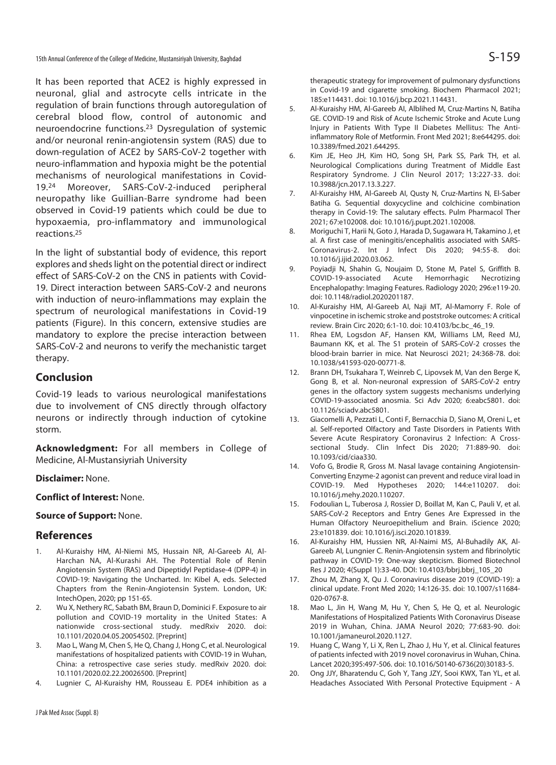It has been reported that ACE2 is highly expressed in neuronal, glial and astrocyte cells intricate in the regulation of brain functions through autoregulation of cerebral blood flow, control of autonomic and neuroendocrine functions.[23] Dysregulation of systemic and/or neuronal renin-angiotensin system (RAS) due to down-regulation of ACE2 by SARS-CoV-2 together with neuro-inflammation and hypoxia might be the potential mechanisms of neurological manifestations in Covid-19.[24] Moreover, SARS-CoV-2-induced peripheral neuropathy like Guillian-Barre syndrome had been observed in Covid-19 patients which could be due to hypoxaemia, pro-inflammatory and immunological reactions.[25]

In the light of substantial body of evidence, this report explores and sheds light on the potential direct or indirect effect of SARS-CoV-2 on the CNS in patients with Covid-19. Direct interaction between SARS-CoV-2 and neurons with induction of neuro-inflammations may explain the spectrum of neurological manifestations in Covid-19 patients (Figure). In this concern, extensive studies are mandatory to explore the precise interaction between SARS-CoV-2 and neurons to verify the mechanistic target therapy.

## Conclusion

Covid-19 leads to various neurological manifestations due to involvement of CNS directly through olfactory neurons or indirectly through induction of cytokine storm.

**Acknowledgment:** For all members in College of Medicine, Al-Mustansiyriah University

**Disclaimer:** None.

**Conflict of Interest:** None.

**Source of Support:** None.

## References

1. Al-Kuraishy HM, Al-Niemi MS, Hussain NR, Al-Gareeb AI, Al-Harchan NA, Al-Kurashi AH. The Potential Role of Renin Angiotensin System (RAS) and Dipeptidyl Peptidase-4 (DPP-4) in COVID-19: Navigating the Uncharted. In: Kibel A, eds. Selected Chapters from the Renin-Angiotensin System. London, UK: IntechOpen, 2020; pp 151-65.
2. Wu X, Nethery RC, Sabath BM, Braun D, Dominici F. Exposure to air pollution and COVID-19 mortality in the United States: A nationwide cross-sectional study. medRxiv 2020. doi: 10.1101/2020.04.05.20054502. [Preprint]
3. Mao L, Wang M, Chen S, He Q, Chang J, Hong C, et al. Neurological manifestations of hospitalized patients with COVID-19 in Wuhan, China: a retrospective case series study. medRxiv 2020. doi: 10.1101/2020.02.22.20026500. [Preprint]
4. Lugnier C, Al-Kuraishy HM, Rousseau E. PDE4 inhibition as a therapeutic strategy for improvement of pulmonary dysfunctions in Covid-19 and cigarette smoking. Biochem Pharmacol 2021; 185:e114431. doi: 10.1016/j.bcp.2021.114431.
5. Al-Kuraishy HM, Al-Gareeb AI, Alblihed M, Cruz-Martins N, Batiha GE. COVID-19 and Risk of Acute Ischemic Stroke and Acute Lung Injury in Patients With Type II Diabetes Mellitus: The Anti-inflammatory Role of Metformin. Front Med 2021; 8:e644295. doi: 10.3389/fmed.2021.644295.
6. Kim JE, Heo JH, Kim HO, Song SH, Park SS, Park TH, et al. Neurological Complications during Treatment of Middle East Respiratory Syndrome. J Clin Neurol 2017; 13:227-33. doi: 10.3988/jcn.2017.13.3.227.
7. Al-Kuraishy HM, Al-Gareeb AI, Qusty N, Cruz-Martins N, El-Saber Batiha G. Sequential doxycycline and colchicine combination therapy in Covid-19: The salutary effects. Pulm Pharmacol Ther 2021; 67:e102008. doi: 10.1016/j.pupt.2021.102008.
8. Moriguchi T, Harii N, Goto J, Harada D, Sugawara H, Takamino J, et al. A first case of meningitis/encephalitis associated with SARS-Coronavirus-2. Int J Infect Dis 2020; 94:55-8. doi: 10.1016/j.ijid.2020.03.062.
9. Poyiadji N, Shahin G, Noujaim D, Stone M, Patel S, Griffith B. COVID-19-associated Acute Hemorrhagic Necrotizing Encephalopathy: Imaging Features. Radiology 2020; 296:e119-20. doi: 10.1148/radiol.2020201187.
10. Al-Kuraishy HM, Al-Gareeb AI, Naji MT, Al-Mamorry F. Role of vinpocetine in ischemic stroke and poststroke outcomes: A critical review. Brain Circ 2020; 6:1-10. doi: 10.4103/bc.bc_46_19.
11. Rhea EM, Logsdon AF, Hansen KM, Williams LM, Reed MJ, Baumann KK, et al. The S1 protein of SARS-CoV-2 crosses the blood-brain barrier in mice. Nat Neurosci 2021; 24:368-78. doi: 10.1038/s41593-020-00771-8.
12. Brann DH, Tsukahara T, Weinreb C, Lipovsek M, Van den Berge K, Gong B, et al. Non-neuronal expression of SARS-CoV-2 entry genes in the olfactory system suggests mechanisms underlying COVID-19-associated anosmia. Sci Adv 2020; 6:eabc5801. doi: 10.1126/sciadv.abc5801.
13. Giacomelli A, Pezzati L, Conti F, Bernacchia D, Siano M, Oreni L, et al. Self-reported Olfactory and Taste Disorders in Patients With Severe Acute Respiratory Coronavirus 2 Infection: A Cross-sectional Study. Clin Infect Dis 2020; 71:889-90. doi: 10.1093/cid/ciaa330.
14. Vofo G, Brodie R, Gross M. Nasal lavage containing Angiotensin-Converting Enzyme-2 agonist can prevent and reduce viral load in COVID-19. Med Hypotheses 2020; 144:e110207. doi: 10.1016/j.mehy.2020.110207.
15. Fodoulian L, Tuberosa J, Rossier D, Boillat M, Kan C, Pauli V, et al. SARS-CoV-2 Receptors and Entry Genes Are Expressed in the Human Olfactory Neuroepithelium and Brain. iScience 2020; 23:e101839. doi: 10.1016/j.isci.2020.101839.
16. Al-Kuraishy HM, Hussien NR, Al-Naimi MS, Al-Buhadily AK, Al-Gareeb AI, Lungnier C. Renin-Angiotensin system and fibrinolytic pathway in COVID-19: One-way skepticism. Biomed Biotechnol Res J 2020; 4(Suppl 1):33-40. DOI: 10.4103/bbrj.bbrj_105_20
17. Zhou M, Zhang X, Qu J. Coronavirus disease 2019 (COVID-19): a clinical update. Front Med 2020; 14:126-35. doi: 10.1007/s11684-020-0767-8.
18. Mao L, Jin H, Wang M, Hu Y, Chen S, He Q, et al. Neurologic Manifestations of Hospitalized Patients With Coronavirus Disease 2019 in Wuhan, China. JAMA Neurol 2020; 77:683-90. doi: 10.1001/jamaneurol.2020.1127.
19. Huang C, Wang Y, Li X, Ren L, Zhao J, Hu Y, et al. Clinical features of patients infected with 2019 novel coronavirus in Wuhan, China. Lancet 2020;395:497-506. doi: 10.1016/S0140-6736(20)30183-5.
20. Ong JJY, Bharatendu C, Goh Y, Tang JZY, Sooi KWX, Tan YL, et al. Headaches Associated With Personal Protective Equipment - A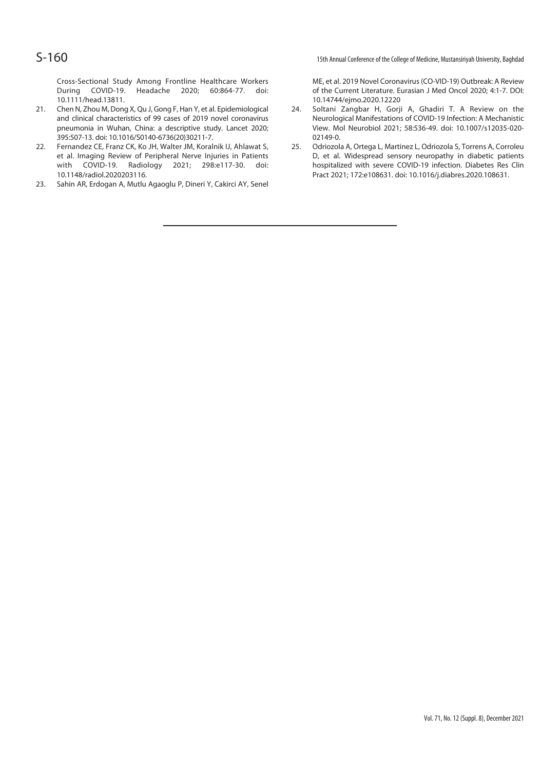Cross-Sectional Study Among Frontline Healthcare Workers During COVID-19. Headache 2020; 60:864-77. doi: 10.1111/head.13811.

21. Chen N, Zhou M, Dong X, Qu J, Gong F, Han Y, et al. Epidemiological and clinical characteristics of 99 cases of 2019 novel coronavirus pneumonia in Wuhan, China: a descriptive study. Lancet 2020; 395:507-13. doi: 10.1016/S0140-6736(20)30211-7.
22. Fernandez CE, Franz CK, Ko JH, Walter JM, Koralnik IJ, Ahlawat S, et al. Imaging Review of Peripheral Nerve Injuries in Patients with COVID-19. Radiology 2021; 298:e117-30. doi: 10.1148/radiol.2020203116.
23. Sahin AR, Erdogan A, Mutlu Agaoglu P, Dineri Y, Cakirci AY, Senel ME, et al. 2019 Novel Coronavirus (CO-VID-19) Outbreak: A Review of the Current Literature. Eurasian J Med Oncol 2020; 4:1-7. DOI: 10.14744/ejmo.2020.12220
24. Soltani Zangbar H, Gorji A, Ghadiri T. A Review on the Neurological Manifestations of COVID-19 Infection: A Mechanistic View. Mol Neurobiol 2021; 58:536-49. doi: 10.1007/s12035-020-02149-0.
25. Odriozola A, Ortega L, Martinez L, Odriozola S, Torrens A, Corroleu D, et al. Widespread sensory neuropathy in diabetic patients hospitalized with severe COVID-19 infection. Diabetes Res Clin Pract 2021; 172:e108631. doi: 10.1016/j.diabres.2020.108631.